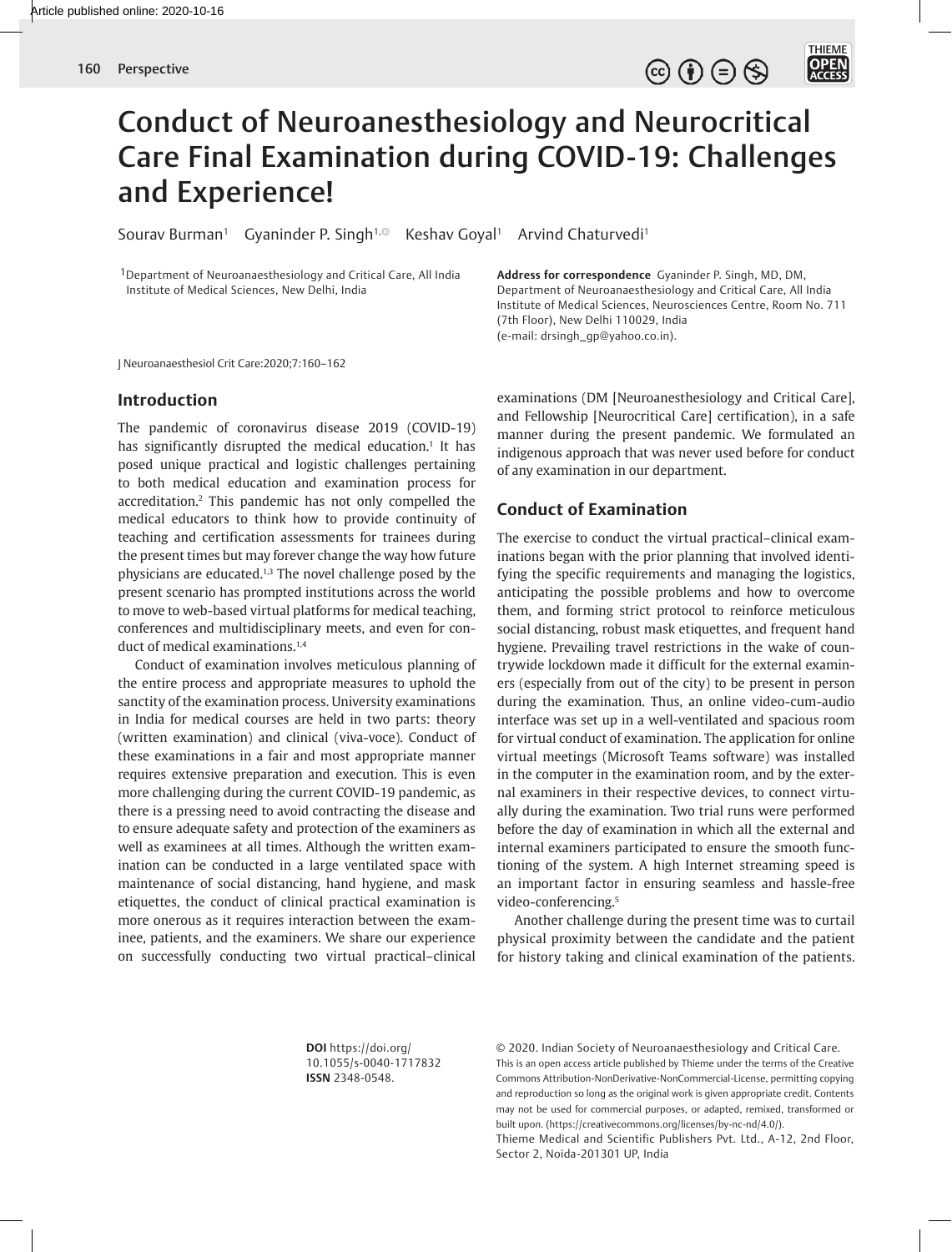# Conduct of Neuroanesthesiology and Neurocritical Care Final Examination during COVID-19: Challenges and Experience!

Sourav Burman[1] Gyaninder P. Singh[1] Keshav Goyal[1] Arvind Chaturvedi[1]

[1]Department of Neuroanaesthesiology and Critical Care, All India Institute of Medical Sciences, New Delhi, India

**Address for correspondence** Gyaninder P. Singh, MD, DM, Department of Neuroanaesthesiology and Critical Care, All India Institute of Medical Sciences, Neurosciences Centre, Room No. 711 (7th Floor), New Delhi 110029, India (e-mail: drsingh_gp@yahoo.co.in).

J Neuroanaesthesiol Crit Care:2020;7:160–162

## Introduction

The pandemic of coronavirus disease 2019 (COVID-19) has significantly disrupted the medical education.[1] It has posed unique practical and logistic challenges pertaining to both medical education and examination process for accreditation.[2] This pandemic has not only compelled the medical educators to think how to provide continuity of teaching and certification assessments for trainees during the present times but may forever change the way how future physicians are educated.[1,3] The novel challenge posed by the present scenario has prompted institutions across the world to move to web-based virtual platforms for medical teaching, conferences and multidisciplinary meets, and even for conduct of medical examinations.[1,4]

Conduct of examination involves meticulous planning of the entire process and appropriate measures to uphold the sanctity of the examination process. University examinations in India for medical courses are held in two parts: theory (written examination) and clinical (viva-voce). Conduct of these examinations in a fair and most appropriate manner requires extensive preparation and execution. This is even more challenging during the current COVID-19 pandemic, as there is a pressing need to avoid contracting the disease and to ensure adequate safety and protection of the examiners as well as examinees at all times. Although the written examination can be conducted in a large ventilated space with maintenance of social distancing, hand hygiene, and mask etiquettes, the conduct of clinical practical examination is more onerous as it requires interaction between the examinee, patients, and the examiners. We share our experience on successfully conducting two virtual practical–clinical examinations (DM [Neuroanesthesiology and Critical Care], and Fellowship [Neurocritical Care] certification), in a safe manner during the present pandemic. We formulated an indigenous approach that was never used before for conduct of any examination in our department.

## Conduct of Examination

The exercise to conduct the virtual practical–clinical examinations began with the prior planning that involved identifying the specific requirements and managing the logistics, anticipating the possible problems and how to overcome them, and forming strict protocol to reinforce meticulous social distancing, robust mask etiquettes, and frequent hand hygiene. Prevailing travel restrictions in the wake of countrywide lockdown made it difficult for the external examiners (especially from out of the city) to be present in person during the examination. Thus, an online video-cum-audio interface was set up in a well-ventilated and spacious room for virtual conduct of examination. The application for online virtual meetings (Microsoft Teams software) was installed in the computer in the examination room, and by the external examiners in their respective devices, to connect virtually during the examination. Two trial runs were performed before the day of examination in which all the external and internal examiners participated to ensure the smooth functioning of the system. A high Internet streaming speed is an important factor in ensuring seamless and hassle-free video-conferencing.[5]

Another challenge during the present time was to curtail physical proximity between the candidate and the patient for history taking and clinical examination of the patients.

**DOI** https://doi.org/10.1055/s-0040-1717832
**ISSN** 2348-0548.

© 2020. Indian Society of Neuroanaesthesiology and Critical Care.
This is an open access article published by Thieme under the terms of the Creative Commons Attribution-NonDerivative-NonCommercial-License, permitting copying and reproduction so long as the original work is given appropriate credit. Contents may not be used for commercial purposes, or adapted, remixed, transformed or built upon. (https://creativecommons.org/licenses/by-nc-nd/4.0/).
Thieme Medical and Scientific Publishers Pvt. Ltd., A-12, 2nd Floor, Sector 2, Noida-201301 UP, India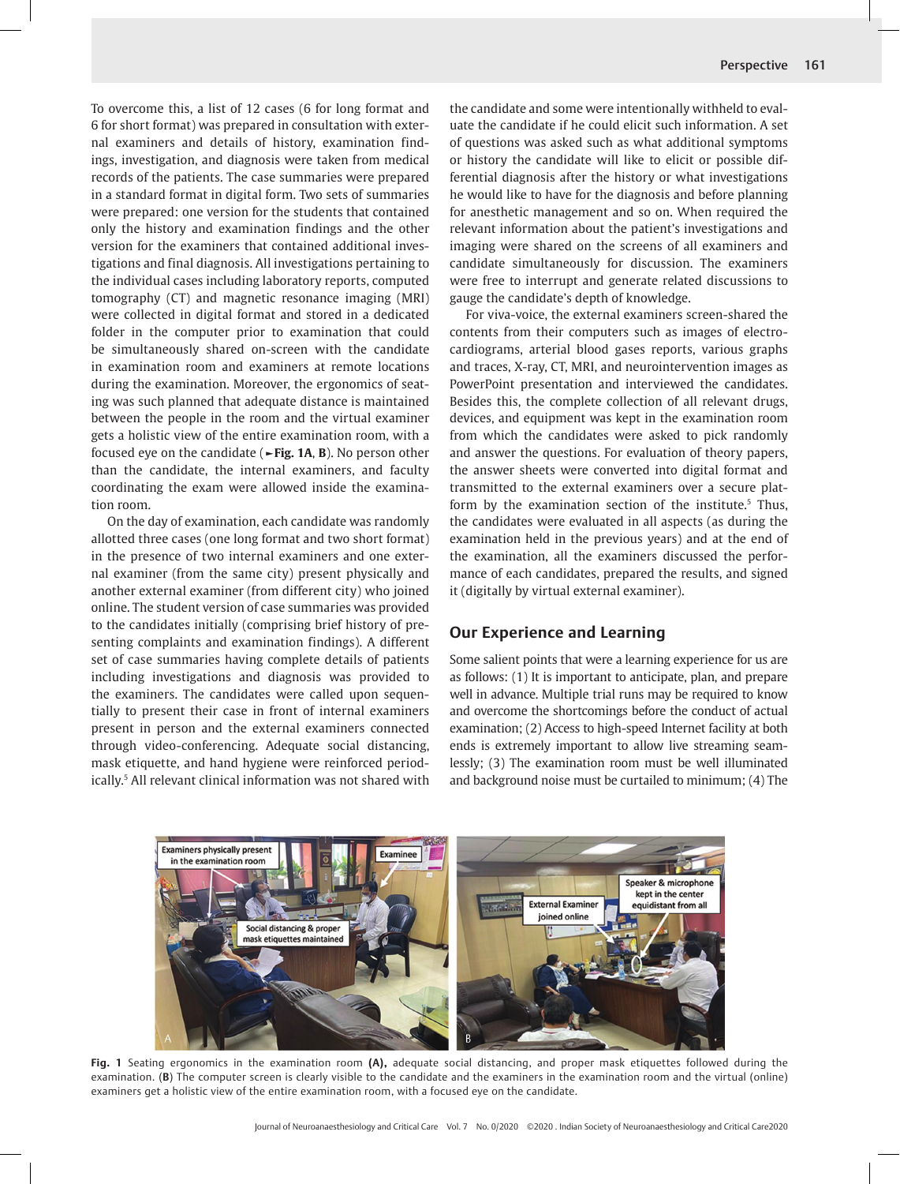To overcome this, a list of 12 cases (6 for long format and 6 for short format) was prepared in consultation with external examiners and details of history, examination findings, investigation, and diagnosis were taken from medical records of the patients. The case summaries were prepared in a standard format in digital form. Two sets of summaries were prepared: one version for the students that contained only the history and examination findings and the other version for the examiners that contained additional investigations and final diagnosis. All investigations pertaining to the individual cases including laboratory reports, computed tomography (CT) and magnetic resonance imaging (MRI) were collected in digital format and stored in a dedicated folder in the computer prior to examination that could be simultaneously shared on-screen with the candidate in examination room and examiners at remote locations during the examination. Moreover, the ergonomics of seating was such planned that adequate distance is maintained between the people in the room and the virtual examiner gets a holistic view of the entire examination room, with a focused eye on the candidate (►**Fig. 1A**, **B**). No person other than the candidate, the internal examiners, and faculty coordinating the exam were allowed inside the examination room.

On the day of examination, each candidate was randomly allotted three cases (one long format and two short format) in the presence of two internal examiners and one external examiner (from the same city) present physically and another external examiner (from different city) who joined online. The student version of case summaries was provided to the candidates initially (comprising brief history of presenting complaints and examination findings). A different set of case summaries having complete details of patients including investigations and diagnosis was provided to the examiners. The candidates were called upon sequentially to present their case in front of internal examiners present in person and the external examiners connected through video-conferencing. Adequate social distancing, mask etiquette, and hand hygiene were reinforced periodically.[5] All relevant clinical information was not shared with the candidate and some were intentionally withheld to evaluate the candidate if he could elicit such information. A set of questions was asked such as what additional symptoms or history the candidate will like to elicit or possible differential diagnosis after the history or what investigations he would like to have for the diagnosis and before planning for anesthetic management and so on. When required the relevant information about the patient's investigations and imaging were shared on the screens of all examiners and candidate simultaneously for discussion. The examiners were free to interrupt and generate related discussions to gauge the candidate's depth of knowledge.

For viva-voice, the external examiners screen-shared the contents from their computers such as images of electrocardiograms, arterial blood gases reports, various graphs and traces, X-ray, CT, MRI, and neurointervention images as PowerPoint presentation and interviewed the candidates. Besides this, the complete collection of all relevant drugs, devices, and equipment was kept in the examination room from which the candidates were asked to pick randomly and answer the questions. For evaluation of theory papers, the answer sheets were converted into digital format and transmitted to the external examiners over a secure platform by the examination section of the institute.[5] Thus, the candidates were evaluated in all aspects (as during the examination held in the previous years) and at the end of the examination, all the examiners discussed the performance of each candidates, prepared the results, and signed it (digitally by virtual external examiner).

## Our Experience and Learning

Some salient points that were a learning experience for us are as follows: (1) It is important to anticipate, plan, and prepare well in advance. Multiple trial runs may be required to know and overcome the shortcomings before the conduct of actual examination; (2) Access to high-speed Internet facility at both ends is extremely important to allow live streaming seamlessly; (3) The examination room must be well illuminated and background noise must be curtailed to minimum; (4) The

**Fig. 1** Seating ergonomics in the examination room **(A)**, adequate social distancing, and proper mask etiquettes followed during the examination. (**B**) The computer screen is clearly visible to the candidate and the examiners in the examination room and the virtual (online) examiners get a holistic view of the entire examination room, with a focused eye on the candidate.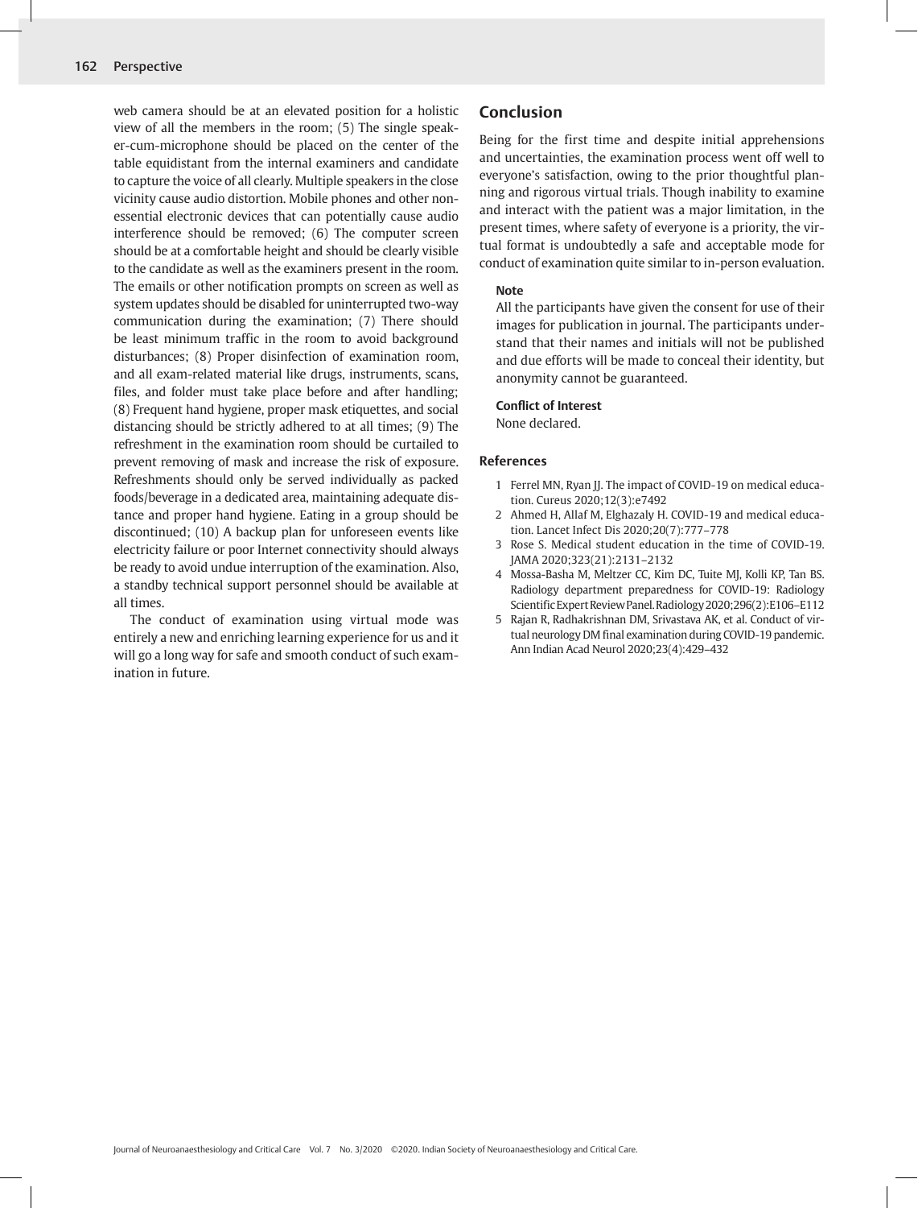web camera should be at an elevated position for a holistic view of all the members in the room; (5) The single speaker-cum-microphone should be placed on the center of the table equidistant from the internal examiners and candidate to capture the voice of all clearly. Multiple speakers in the close vicinity cause audio distortion. Mobile phones and other nonessential electronic devices that can potentially cause audio interference should be removed; (6) The computer screen should be at a comfortable height and should be clearly visible to the candidate as well as the examiners present in the room. The emails or other notification prompts on screen as well as system updates should be disabled for uninterrupted two-way communication during the examination; (7) There should be least minimum traffic in the room to avoid background disturbances; (8) Proper disinfection of examination room, and all exam-related material like drugs, instruments, scans, files, and folder must take place before and after handling; (8) Frequent hand hygiene, proper mask etiquettes, and social distancing should be strictly adhered to at all times; (9) The refreshment in the examination room should be curtailed to prevent removing of mask and increase the risk of exposure. Refreshments should only be served individually as packed foods/beverage in a dedicated area, maintaining adequate distance and proper hand hygiene. Eating in a group should be discontinued; (10) A backup plan for unforeseen events like electricity failure or poor Internet connectivity should always be ready to avoid undue interruption of the examination. Also, a standby technical support personnel should be available at all times.

The conduct of examination using virtual mode was entirely a new and enriching learning experience for us and it will go a long way for safe and smooth conduct of such examination in future.

## Conclusion

Being for the first time and despite initial apprehensions and uncertainties, the examination process went off well to everyone's satisfaction, owing to the prior thoughtful planning and rigorous virtual trials. Though inability to examine and interact with the patient was a major limitation, in the present times, where safety of everyone is a priority, the virtual format is undoubtedly a safe and acceptable mode for conduct of examination quite similar to in-person evaluation.

**Note**

All the participants have given the consent for use of their images for publication in journal. The participants understand that their names and initials will not be published and due efforts will be made to conceal their identity, but anonymity cannot be guaranteed.

**Conflict of Interest**

None declared.

## References

1. Ferrel MN, Ryan JJ. The impact of COVID-19 on medical education. Cureus 2020;12(3):e7492
2. Ahmed H, Allaf M, Elghazaly H. COVID-19 and medical education. Lancet Infect Dis 2020;20(7):777–778
3. Rose S. Medical student education in the time of COVID-19. JAMA 2020;323(21):2131–2132
4. Mossa-Basha M, Meltzer CC, Kim DC, Tuite MJ, Kolli KP, Tan BS. Radiology department preparedness for COVID-19: Radiology Scientific Expert Review Panel. Radiology 2020;296(2):E106–E112
5. Rajan R, Radhakrishnan DM, Srivastava AK, et al. Conduct of virtual neurology DM final examination during COVID-19 pandemic. Ann Indian Acad Neurol 2020;23(4):429–432